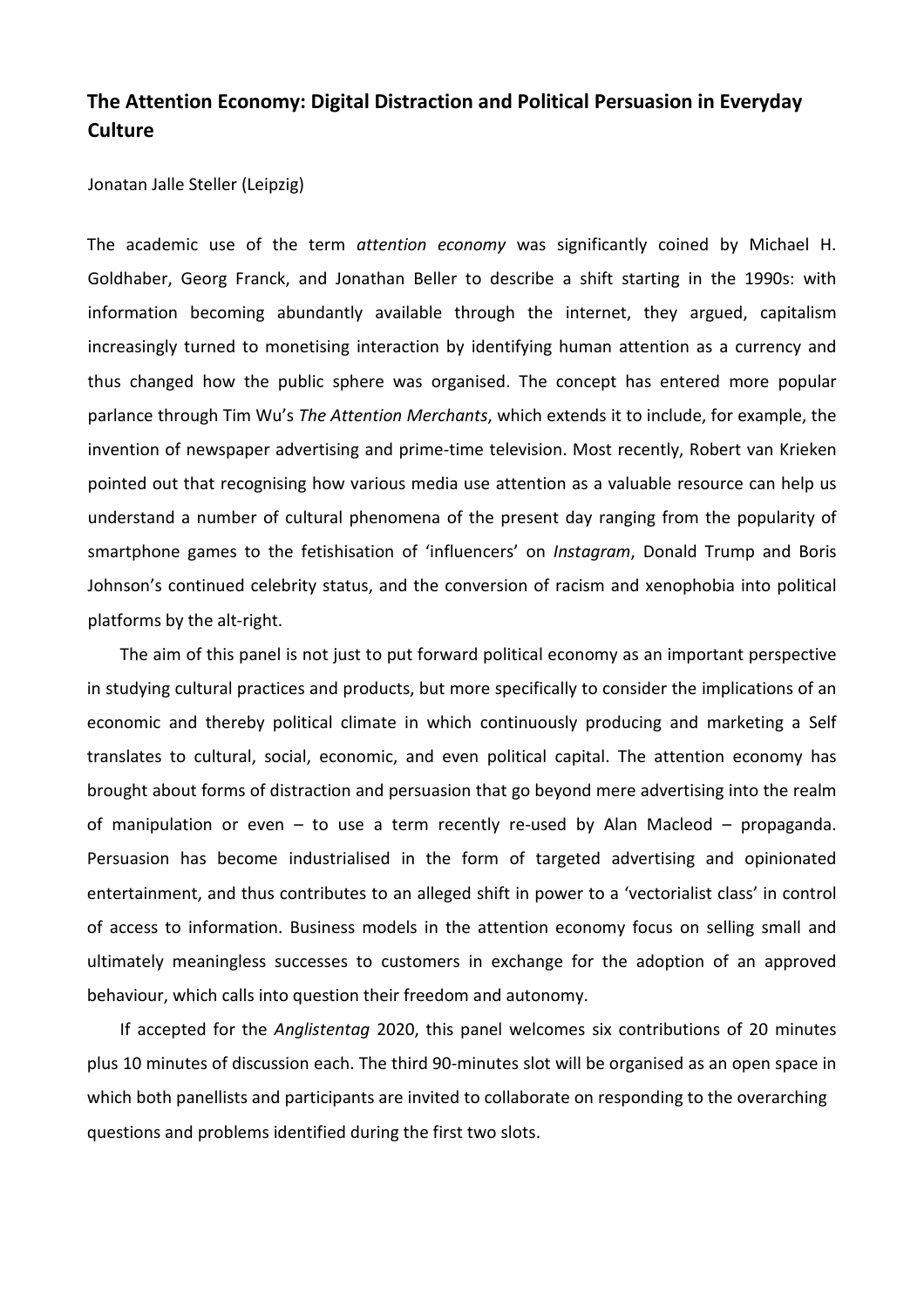**The Attention Economy: Digital Distraction and Political Persuasion in Everyday Culture**

Jonatan Jalle Steller (Leipzig)

The academic use of the term *attention economy* was significantly coined by Michael H. Goldhaber, Georg Franck, and Jonathan Beller to describe a shift starting in the 1990s: with information becoming abundantly available through the internet, they argued, capitalism increasingly turned to monetising interaction by identifying human attention as a currency and thus changed how the public sphere was organised. The concept has entered more popular parlance through Tim Wu's *The Attention Merchants*, which extends it to include, for example, the invention of newspaper advertising and prime-time television. Most recently, Robert van Krieken pointed out that recognising how various media use attention as a valuable resource can help us understand a number of cultural phenomena of the present day ranging from the popularity of smartphone games to the fetishisation of 'influencers' on *Instagram*, Donald Trump and Boris Johnson's continued celebrity status, and the conversion of racism and xenophobia into political platforms by the alt-right.

The aim of this panel is not just to put forward political economy as an important perspective in studying cultural practices and products, but more specifically to consider the implications of an economic and thereby political climate in which continuously producing and marketing a Self translates to cultural, social, economic, and even political capital. The attention economy has brought about forms of distraction and persuasion that go beyond mere advertising into the realm of manipulation or even – to use a term recently re-used by Alan Macleod – propaganda. Persuasion has become industrialised in the form of targeted advertising and opinionated entertainment, and thus contributes to an alleged shift in power to a 'vectorialist class' in control of access to information. Business models in the attention economy focus on selling small and ultimately meaningless successes to customers in exchange for the adoption of an approved behaviour, which calls into question their freedom and autonomy.

If accepted for the *Anglistentag* 2020, this panel welcomes six contributions of 20 minutes plus 10 minutes of discussion each. The third 90-minutes slot will be organised as an open space in which both panellists and participants are invited to collaborate on responding to the overarching questions and problems identified during the first two slots.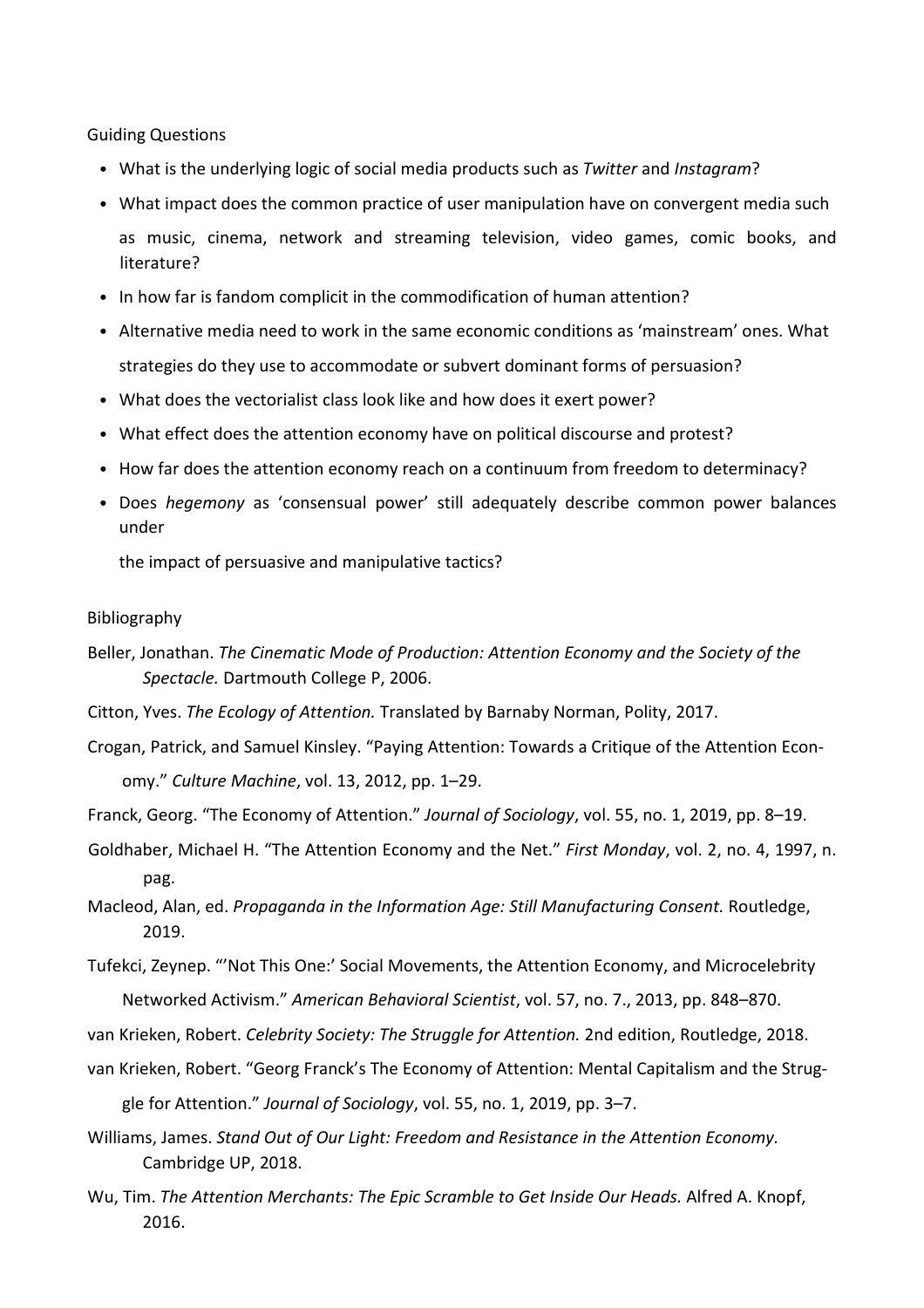Guiding Questions

- What is the underlying logic of social media products such as *Twitter* and *Instagram*?
- What impact does the common practice of user manipulation have on convergent media such as music, cinema, network and streaming television, video games, comic books, and literature?
- In how far is fandom complicit in the commodification of human attention?
- Alternative media need to work in the same economic conditions as 'mainstream' ones. What strategies do they use to accommodate or subvert dominant forms of persuasion?
- What does the vectorialist class look like and how does it exert power?
- What effect does the attention economy have on political discourse and protest?
- How far does the attention economy reach on a continuum from freedom to determinacy?
- Does *hegemony* as 'consensual power' still adequately describe common power balances under

  the impact of persuasive and manipulative tactics?

Bibliography

Beller, Jonathan. *The Cinematic Mode of Production: Attention Economy and the Society of the Spectacle.* Dartmouth College P, 2006.

Citton, Yves. *The Ecology of Attention.* Translated by Barnaby Norman, Polity, 2017.

Crogan, Patrick, and Samuel Kinsley. "Paying Attention: Towards a Critique of the Attention Economy." *Culture Machine*, vol. 13, 2012, pp. 1–29.

Franck, Georg. "The Economy of Attention." *Journal of Sociology*, vol. 55, no. 1, 2019, pp. 8–19.

Goldhaber, Michael H. "The Attention Economy and the Net." *First Monday*, vol. 2, no. 4, 1997, n. pag.

Macleod, Alan, ed. *Propaganda in the Information Age: Still Manufacturing Consent.* Routledge, 2019.

Tufekci, Zeynep. "'Not This One:' Social Movements, the Attention Economy, and Microcelebrity Networked Activism." *American Behavioral Scientist*, vol. 57, no. 7., 2013, pp. 848–870.

van Krieken, Robert. *Celebrity Society: The Struggle for Attention.* 2nd edition, Routledge, 2018.

van Krieken, Robert. "Georg Franck's The Economy of Attention: Mental Capitalism and the Struggle for Attention." *Journal of Sociology*, vol. 55, no. 1, 2019, pp. 3–7.

Williams, James. *Stand Out of Our Light: Freedom and Resistance in the Attention Economy.* Cambridge UP, 2018.

Wu, Tim. *The Attention Merchants: The Epic Scramble to Get Inside Our Heads.* Alfred A. Knopf, 2016.